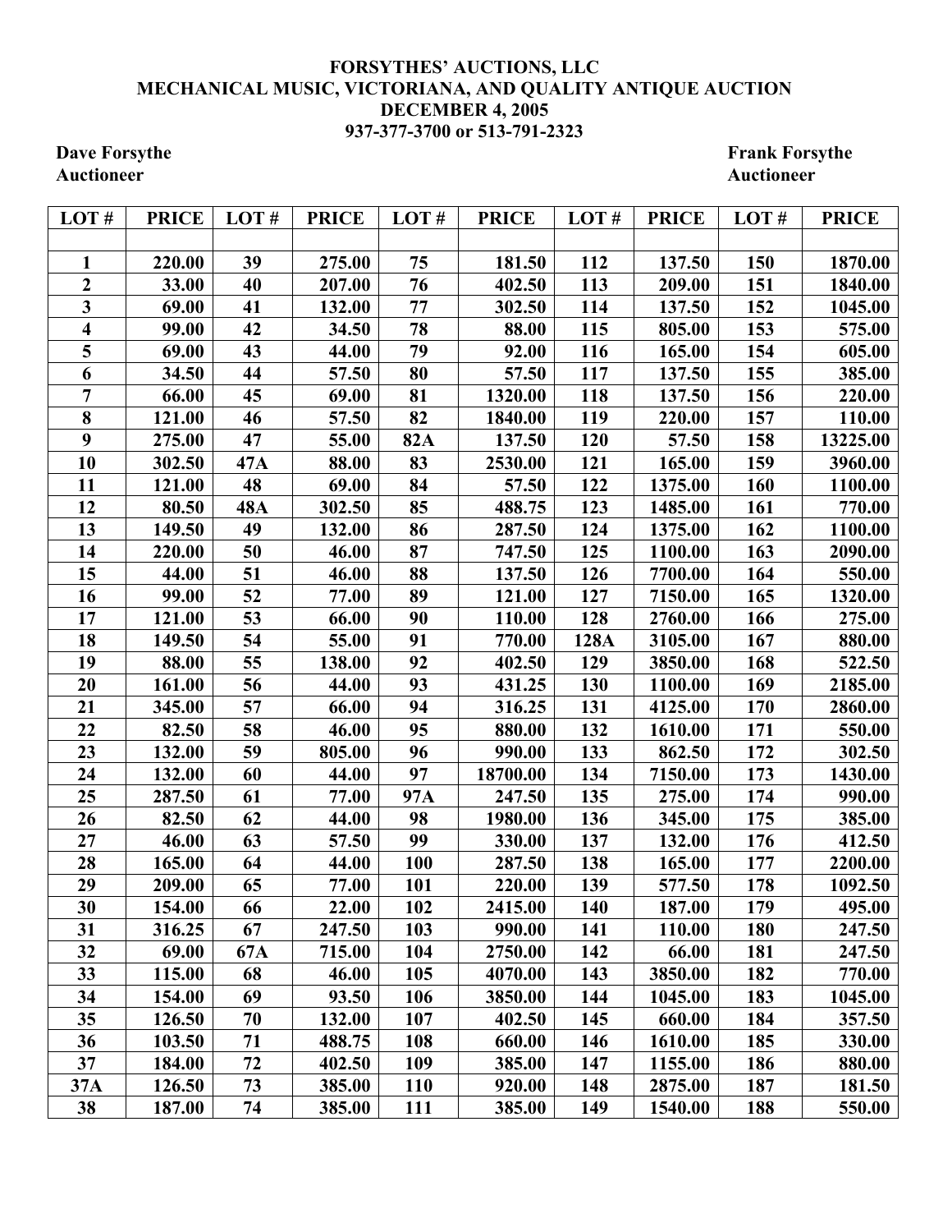# FORSYTHES' AUCTIONS, LLC
## MECHANICAL MUSIC, VICTORIANA, AND QUALITY ANTIQUE AUCTION
### DECEMBER 4, 2005
### 937-377-3700 or 513-791-2323

**Dave Forsythe**
**Auctioneer**

**Frank Forsythe**
**Auctioneer**

| LOT # | PRICE | LOT # | PRICE | LOT # | PRICE | LOT # | PRICE | LOT # | PRICE |
|---|---|---|---|---|---|---|---|---|---|
| | | | | | | | | | |
| 1 | 220.00 | 39 | 275.00 | 75 | 181.50 | 112 | 137.50 | 150 | 1870.00 |
| 2 | 33.00 | 40 | 207.00 | 76 | 402.50 | 113 | 209.00 | 151 | 1840.00 |
| 3 | 69.00 | 41 | 132.00 | 77 | 302.50 | 114 | 137.50 | 152 | 1045.00 |
| 4 | 99.00 | 42 | 34.50 | 78 | 88.00 | 115 | 805.00 | 153 | 575.00 |
| 5 | 69.00 | 43 | 44.00 | 79 | 92.00 | 116 | 165.00 | 154 | 605.00 |
| 6 | 34.50 | 44 | 57.50 | 80 | 57.50 | 117 | 137.50 | 155 | 385.00 |
| 7 | 66.00 | 45 | 69.00 | 81 | 1320.00 | 118 | 137.50 | 156 | 220.00 |
| 8 | 121.00 | 46 | 57.50 | 82 | 1840.00 | 119 | 220.00 | 157 | 110.00 |
| 9 | 275.00 | 47 | 55.00 | 82A | 137.50 | 120 | 57.50 | 158 | 13225.00 |
| 10 | 302.50 | 47A | 88.00 | 83 | 2530.00 | 121 | 165.00 | 159 | 3960.00 |
| 11 | 121.00 | 48 | 69.00 | 84 | 57.50 | 122 | 1375.00 | 160 | 1100.00 |
| 12 | 80.50 | 48A | 302.50 | 85 | 488.75 | 123 | 1485.00 | 161 | 770.00 |
| 13 | 149.50 | 49 | 132.00 | 86 | 287.50 | 124 | 1375.00 | 162 | 1100.00 |
| 14 | 220.00 | 50 | 46.00 | 87 | 747.50 | 125 | 1100.00 | 163 | 2090.00 |
| 15 | 44.00 | 51 | 46.00 | 88 | 137.50 | 126 | 7700.00 | 164 | 550.00 |
| 16 | 99.00 | 52 | 77.00 | 89 | 121.00 | 127 | 7150.00 | 165 | 1320.00 |
| 17 | 121.00 | 53 | 66.00 | 90 | 110.00 | 128 | 2760.00 | 166 | 275.00 |
| 18 | 149.50 | 54 | 55.00 | 91 | 770.00 | 128A | 3105.00 | 167 | 880.00 |
| 19 | 88.00 | 55 | 138.00 | 92 | 402.50 | 129 | 3850.00 | 168 | 522.50 |
| 20 | 161.00 | 56 | 44.00 | 93 | 431.25 | 130 | 1100.00 | 169 | 2185.00 |
| 21 | 345.00 | 57 | 66.00 | 94 | 316.25 | 131 | 4125.00 | 170 | 2860.00 |
| 22 | 82.50 | 58 | 46.00 | 95 | 880.00 | 132 | 1610.00 | 171 | 550.00 |
| 23 | 132.00 | 59 | 805.00 | 96 | 990.00 | 133 | 862.50 | 172 | 302.50 |
| 24 | 132.00 | 60 | 44.00 | 97 | 18700.00 | 134 | 7150.00 | 173 | 1430.00 |
| 25 | 287.50 | 61 | 77.00 | 97A | 247.50 | 135 | 275.00 | 174 | 990.00 |
| 26 | 82.50 | 62 | 44.00 | 98 | 1980.00 | 136 | 345.00 | 175 | 385.00 |
| 27 | 46.00 | 63 | 57.50 | 99 | 330.00 | 137 | 132.00 | 176 | 412.50 |
| 28 | 165.00 | 64 | 44.00 | 100 | 287.50 | 138 | 165.00 | 177 | 2200.00 |
| 29 | 209.00 | 65 | 77.00 | 101 | 220.00 | 139 | 577.50 | 178 | 1092.50 |
| 30 | 154.00 | 66 | 22.00 | 102 | 2415.00 | 140 | 187.00 | 179 | 495.00 |
| 31 | 316.25 | 67 | 247.50 | 103 | 990.00 | 141 | 110.00 | 180 | 247.50 |
| 32 | 69.00 | 67A | 715.00 | 104 | 2750.00 | 142 | 66.00 | 181 | 247.50 |
| 33 | 115.00 | 68 | 46.00 | 105 | 4070.00 | 143 | 3850.00 | 182 | 770.00 |
| 34 | 154.00 | 69 | 93.50 | 106 | 3850.00 | 144 | 1045.00 | 183 | 1045.00 |
| 35 | 126.50 | 70 | 132.00 | 107 | 402.50 | 145 | 660.00 | 184 | 357.50 |
| 36 | 103.50 | 71 | 488.75 | 108 | 660.00 | 146 | 1610.00 | 185 | 330.00 |
| 37 | 184.00 | 72 | 402.50 | 109 | 385.00 | 147 | 1155.00 | 186 | 880.00 |
| 37A | 126.50 | 73 | 385.00 | 110 | 920.00 | 148 | 2875.00 | 187 | 181.50 |
| 38 | 187.00 | 74 | 385.00 | 111 | 385.00 | 149 | 1540.00 | 188 | 550.00 |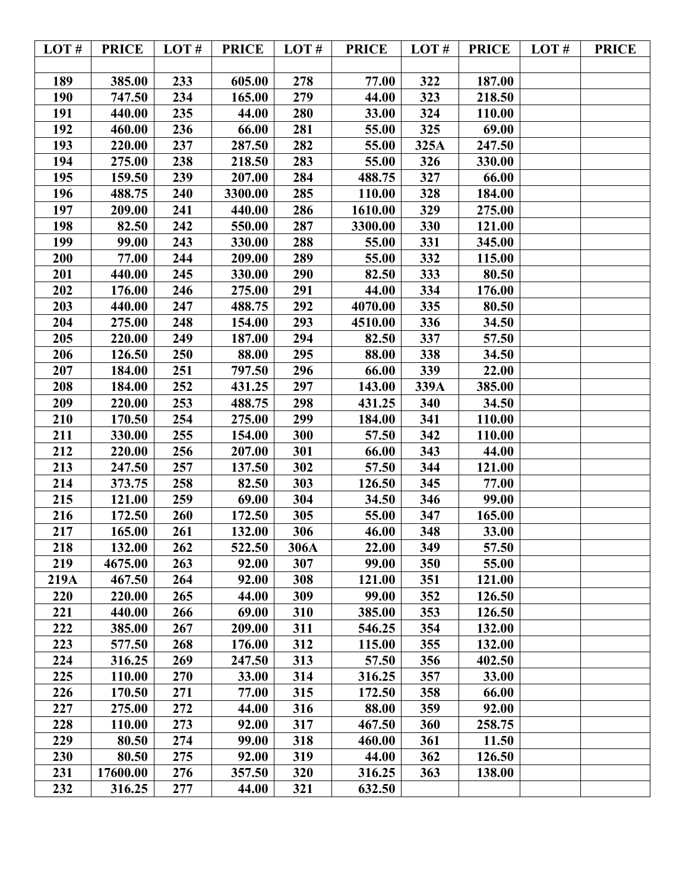| LOT # | PRICE | LOT # | PRICE | LOT # | PRICE | LOT # | PRICE | LOT # | PRICE |
|---|---|---|---|---|---|---|---|---|---|
| | | | | | | | | | |
| 189 | 385.00 | 233 | 605.00 | 278 | 77.00 | 322 | 187.00 | | |
| 190 | 747.50 | 234 | 165.00 | 279 | 44.00 | 323 | 218.50 | | |
| 191 | 440.00 | 235 | 44.00 | 280 | 33.00 | 324 | 110.00 | | |
| 192 | 460.00 | 236 | 66.00 | 281 | 55.00 | 325 | 69.00 | | |
| 193 | 220.00 | 237 | 287.50 | 282 | 55.00 | 325A | 247.50 | | |
| 194 | 275.00 | 238 | 218.50 | 283 | 55.00 | 326 | 330.00 | | |
| 195 | 159.50 | 239 | 207.00 | 284 | 488.75 | 327 | 66.00 | | |
| 196 | 488.75 | 240 | 3300.00 | 285 | 110.00 | 328 | 184.00 | | |
| 197 | 209.00 | 241 | 440.00 | 286 | 1610.00 | 329 | 275.00 | | |
| 198 | 82.50 | 242 | 550.00 | 287 | 3300.00 | 330 | 121.00 | | |
| 199 | 99.00 | 243 | 330.00 | 288 | 55.00 | 331 | 345.00 | | |
| 200 | 77.00 | 244 | 209.00 | 289 | 55.00 | 332 | 115.00 | | |
| 201 | 440.00 | 245 | 330.00 | 290 | 82.50 | 333 | 80.50 | | |
| 202 | 176.00 | 246 | 275.00 | 291 | 44.00 | 334 | 176.00 | | |
| 203 | 440.00 | 247 | 488.75 | 292 | 4070.00 | 335 | 80.50 | | |
| 204 | 275.00 | 248 | 154.00 | 293 | 4510.00 | 336 | 34.50 | | |
| 205 | 220.00 | 249 | 187.00 | 294 | 82.50 | 337 | 57.50 | | |
| 206 | 126.50 | 250 | 88.00 | 295 | 88.00 | 338 | 34.50 | | |
| 207 | 184.00 | 251 | 797.50 | 296 | 66.00 | 339 | 22.00 | | |
| 208 | 184.00 | 252 | 431.25 | 297 | 143.00 | 339A | 385.00 | | |
| 209 | 220.00 | 253 | 488.75 | 298 | 431.25 | 340 | 34.50 | | |
| 210 | 170.50 | 254 | 275.00 | 299 | 184.00 | 341 | 110.00 | | |
| 211 | 330.00 | 255 | 154.00 | 300 | 57.50 | 342 | 110.00 | | |
| 212 | 220.00 | 256 | 207.00 | 301 | 66.00 | 343 | 44.00 | | |
| 213 | 247.50 | 257 | 137.50 | 302 | 57.50 | 344 | 121.00 | | |
| 214 | 373.75 | 258 | 82.50 | 303 | 126.50 | 345 | 77.00 | | |
| 215 | 121.00 | 259 | 69.00 | 304 | 34.50 | 346 | 99.00 | | |
| 216 | 172.50 | 260 | 172.50 | 305 | 55.00 | 347 | 165.00 | | |
| 217 | 165.00 | 261 | 132.00 | 306 | 46.00 | 348 | 33.00 | | |
| 218 | 132.00 | 262 | 522.50 | 306A | 22.00 | 349 | 57.50 | | |
| 219 | 4675.00 | 263 | 92.00 | 307 | 99.00 | 350 | 55.00 | | |
| 219A | 467.50 | 264 | 92.00 | 308 | 121.00 | 351 | 121.00 | | |
| 220 | 220.00 | 265 | 44.00 | 309 | 99.00 | 352 | 126.50 | | |
| 221 | 440.00 | 266 | 69.00 | 310 | 385.00 | 353 | 126.50 | | |
| 222 | 385.00 | 267 | 209.00 | 311 | 546.25 | 354 | 132.00 | | |
| 223 | 577.50 | 268 | 176.00 | 312 | 115.00 | 355 | 132.00 | | |
| 224 | 316.25 | 269 | 247.50 | 313 | 57.50 | 356 | 402.50 | | |
| 225 | 110.00 | 270 | 33.00 | 314 | 316.25 | 357 | 33.00 | | |
| 226 | 170.50 | 271 | 77.00 | 315 | 172.50 | 358 | 66.00 | | |
| 227 | 275.00 | 272 | 44.00 | 316 | 88.00 | 359 | 92.00 | | |
| 228 | 110.00 | 273 | 92.00 | 317 | 467.50 | 360 | 258.75 | | |
| 229 | 80.50 | 274 | 99.00 | 318 | 460.00 | 361 | 11.50 | | |
| 230 | 80.50 | 275 | 92.00 | 319 | 44.00 | 362 | 126.50 | | |
| 231 | 17600.00 | 276 | 357.50 | 320 | 316.25 | 363 | 138.00 | | |
| 232 | 316.25 | 277 | 44.00 | 321 | 632.50 | | | | |